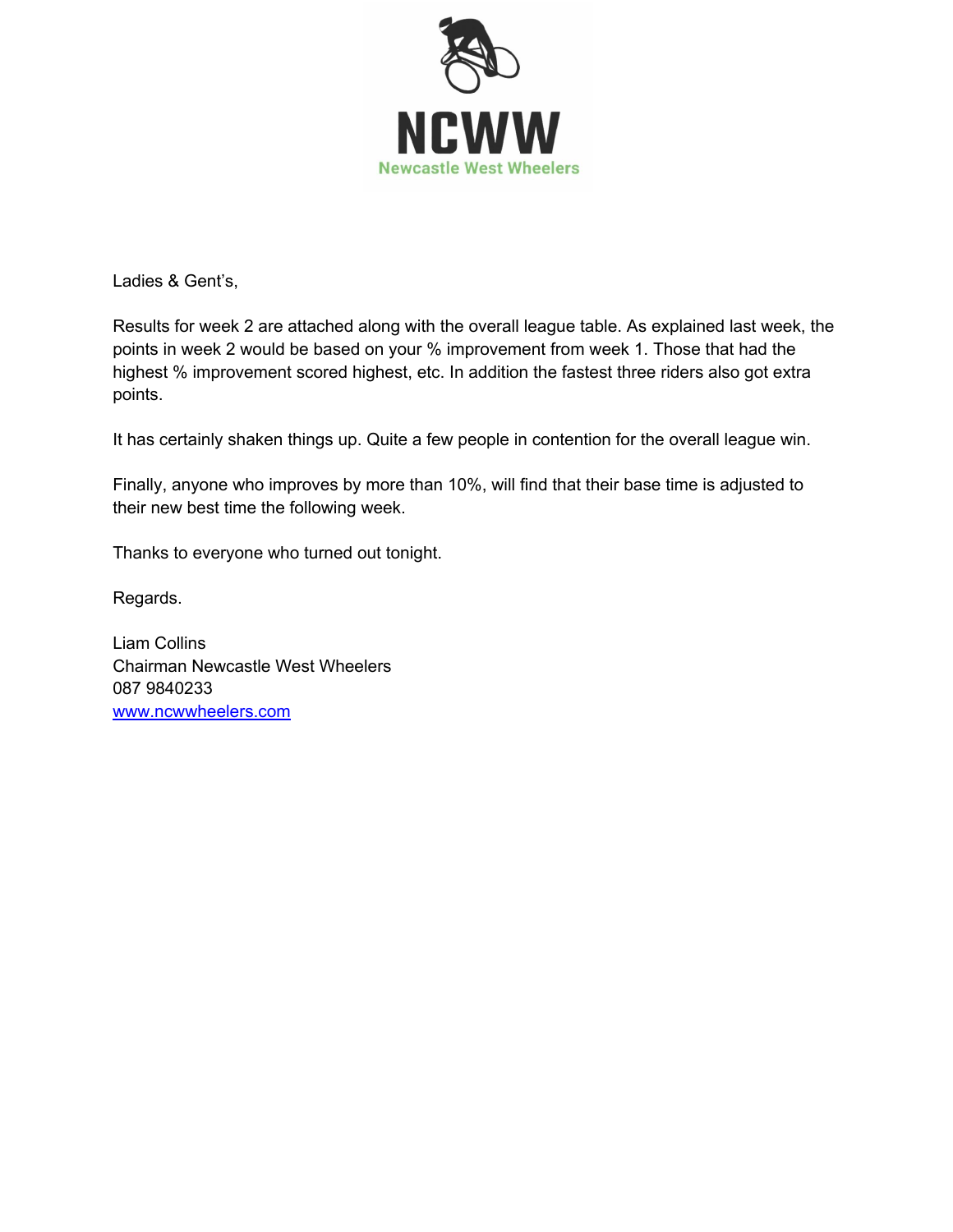NCWW

Newcastle West Wheelers

Ladies & Gent's,

Results for week 2 are attached along with the overall league table. As explained last week, the points in week 2 would be based on your % improvement from week 1. Those that had the highest % improvement scored highest, etc. In addition the fastest three riders also got extra points.

It has certainly shaken things up. Quite a few people in contention for the overall league win.

Finally, anyone who improves by more than 10%, will find that their base time is adjusted to their new best time the following week.

Thanks to everyone who turned out tonight.

Regards.

Liam Collins
Chairman Newcastle West Wheelers
087 9840233
[www.ncwwheelers.com](http://www.ncwwheelers.com)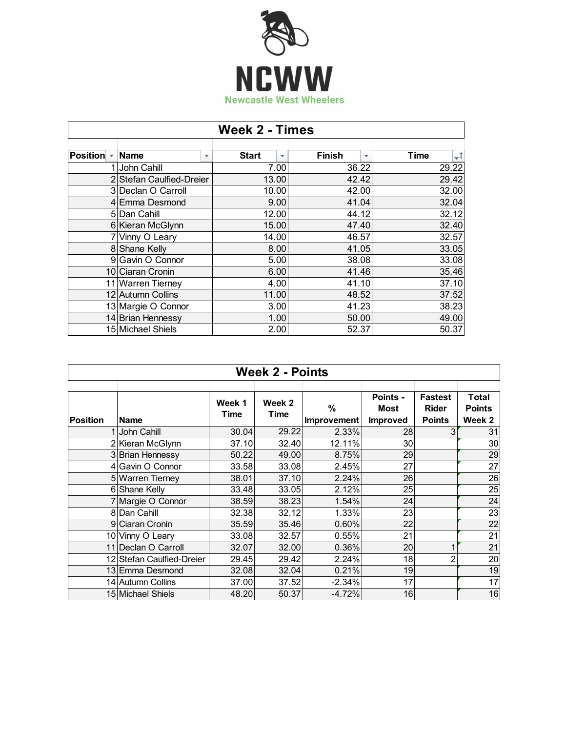NCWW

Newcastle West Wheelers

## Week 2 - Times

| Position | Name | Start | Finish | Time |
|---|---|---|---|---|
| 1 | John Cahill | 7.00 | 36.22 | 29.22 |
| 2 | Stefan Caulfied-Dreier | 13.00 | 42.42 | 29.42 |
| 3 | Declan O Carroll | 10.00 | 42.00 | 32.00 |
| 4 | Emma Desmond | 9.00 | 41.04 | 32.04 |
| 5 | Dan Cahill | 12.00 | 44.12 | 32.12 |
| 6 | Kieran McGlynn | 15.00 | 47.40 | 32.40 |
| 7 | Vinny O Leary | 14.00 | 46.57 | 32.57 |
| 8 | Shane Kelly | 8.00 | 41.05 | 33.05 |
| 9 | Gavin O Connor | 5.00 | 38.08 | 33.08 |
| 10 | Ciaran Cronin | 6.00 | 41.46 | 35.46 |
| 11 | Warren Tierney | 4.00 | 41.10 | 37.10 |
| 12 | Autumn Collins | 11.00 | 48.52 | 37.52 |
| 13 | Margie O Connor | 3.00 | 41.23 | 38.23 |
| 14 | Brian Hennessy | 1.00 | 50.00 | 49.00 |
| 15 | Michael Shiels | 2.00 | 52.37 | 50.37 |

## Week 2 - Points

| Position | Name | Week 1 Time | Week 2 Time | % Improvement | Points - Most Improved | Fastest Rider Points | Total Points Week 2 |
|---|---|---|---|---|---|---|---|
| 1 | John Cahill | 30.04 | 29.22 | 2.33% | 28 | 3 | 31 |
| 2 | Kieran McGlynn | 37.10 | 32.40 | 12.11% | 30 | | 30 |
| 3 | Brian Hennessy | 50.22 | 49.00 | 8.75% | 29 | | 29 |
| 4 | Gavin O Connor | 33.58 | 33.08 | 2.45% | 27 | | 27 |
| 5 | Warren Tierney | 38.01 | 37.10 | 2.24% | 26 | | 26 |
| 6 | Shane Kelly | 33.48 | 33.05 | 2.12% | 25 | | 25 |
| 7 | Margie O Connor | 38.59 | 38.23 | 1.54% | 24 | | 24 |
| 8 | Dan Cahill | 32.38 | 32.12 | 1.33% | 23 | | 23 |
| 9 | Ciaran Cronin | 35.59 | 35.46 | 0.60% | 22 | | 22 |
| 10 | Vinny O Leary | 33.08 | 32.57 | 0.55% | 21 | | 21 |
| 11 | Declan O Carroll | 32.07 | 32.00 | 0.36% | 20 | 1 | 21 |
| 12 | Stefan Caulfied-Dreier | 29.45 | 29.42 | 2.24% | 18 | 2 | 20 |
| 13 | Emma Desmond | 32.08 | 32.04 | 0.21% | 19 | | 19 |
| 14 | Autumn Collins | 37.00 | 37.52 | -2.34% | 17 | | 17 |
| 15 | Michael Shiels | 48.20 | 50.37 | -4.72% | 16 | | 16 |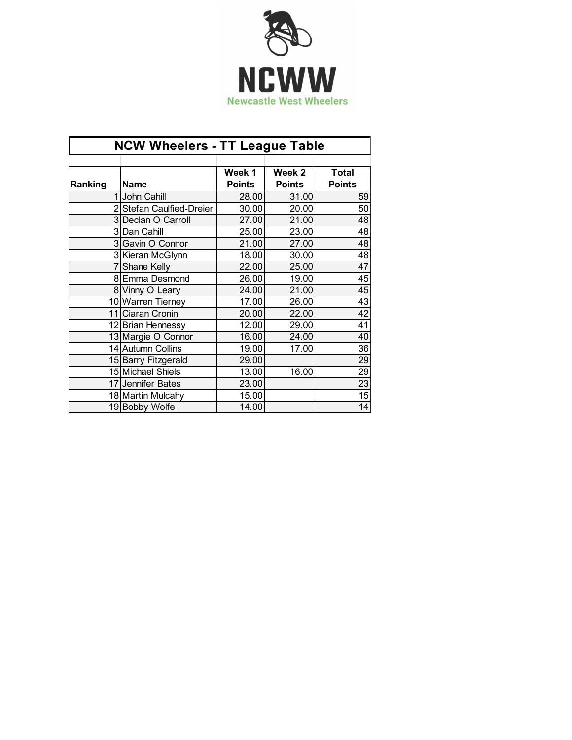NCWW

Newcastle West Wheelers

# NCW Wheelers - TT League Table

| Ranking | Name | Week 1 Points | Week 2 Points | Total Points |
|---|---|---|---|---|
| 1 | John Cahill | 28.00 | 31.00 | 59 |
| 2 | Stefan Caulfied-Dreier | 30.00 | 20.00 | 50 |
| 3 | Declan O Carroll | 27.00 | 21.00 | 48 |
| 3 | Dan Cahill | 25.00 | 23.00 | 48 |
| 3 | Gavin O Connor | 21.00 | 27.00 | 48 |
| 3 | Kieran McGlynn | 18.00 | 30.00 | 48 |
| 7 | Shane Kelly | 22.00 | 25.00 | 47 |
| 8 | Emma Desmond | 26.00 | 19.00 | 45 |
| 8 | Vinny O Leary | 24.00 | 21.00 | 45 |
| 10 | Warren Tierney | 17.00 | 26.00 | 43 |
| 11 | Ciaran Cronin | 20.00 | 22.00 | 42 |
| 12 | Brian Hennessy | 12.00 | 29.00 | 41 |
| 13 | Margie O Connor | 16.00 | 24.00 | 40 |
| 14 | Autumn Collins | 19.00 | 17.00 | 36 |
| 15 | Barry Fitzgerald | 29.00 | | 29 |
| 15 | Michael Shiels | 13.00 | 16.00 | 29 |
| 17 | Jennifer Bates | 23.00 | | 23 |
| 18 | Martin Mulcahy | 15.00 | | 15 |
| 19 | Bobby Wolfe | 14.00 | | 14 |